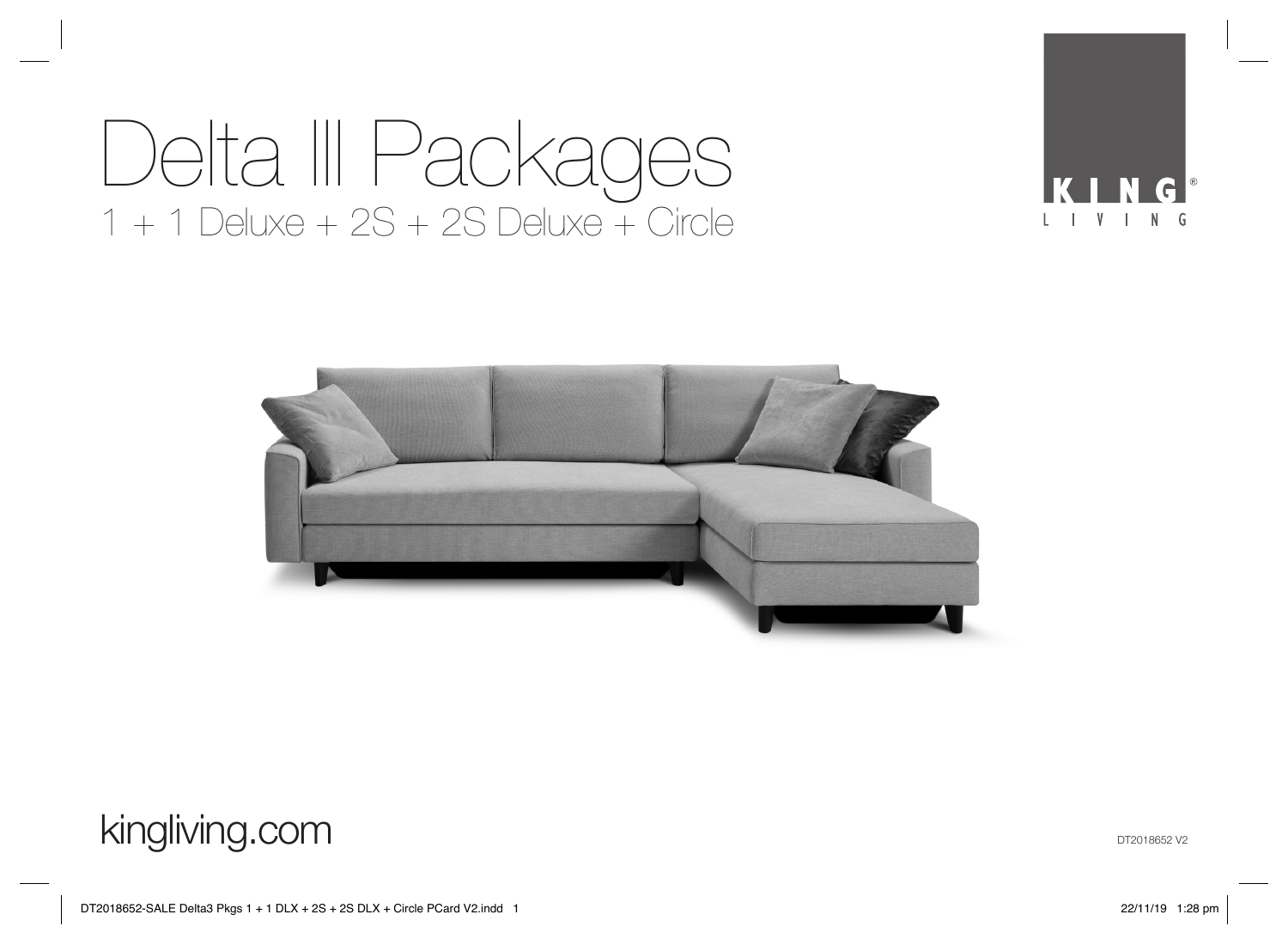# Delta III Packages

## 1 + 1 Deluxe + 2S + 2S Deluxe + Circle

KING LIVING

kingliving.com

DT2018652 V2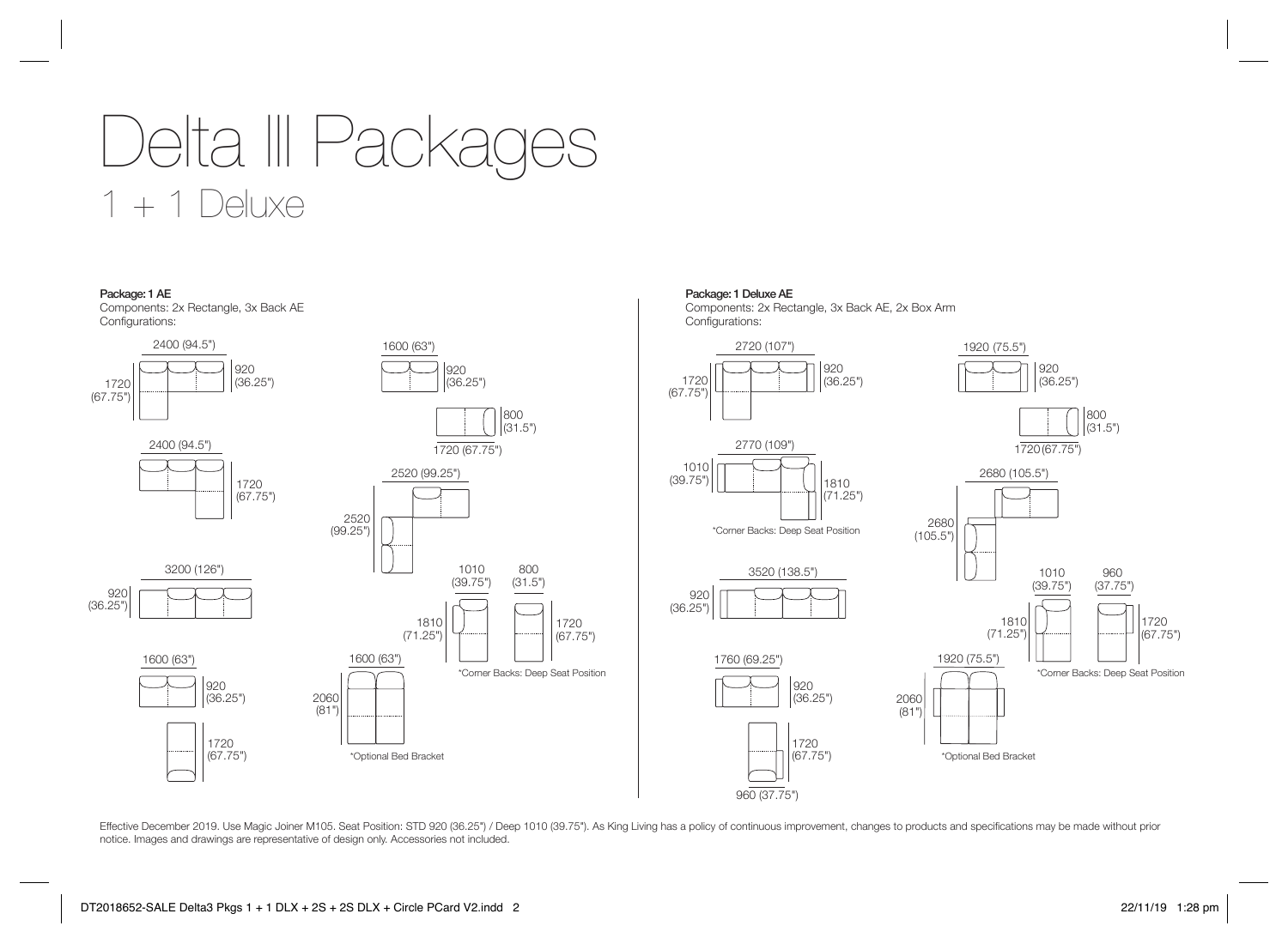# Delta III Packages

## 1 + 1 Deluxe

**Package: 1 AE**

Components: 2x Rectangle, 3x Back AE

Configurations:

2400 (94.5") × 920 (36.25") × 1720 (67.75")

2400 (94.5") × 1720 (67.75")

3200 (126") × 920 (36.25")

1600 (63") × 920 (36.25")

1720 (67.75")

1600 (63") × 920 (36.25")

800 (31.5") × 1720 (67.75")

2520 (99.25") × 2520 (99.25")

1010 (39.75") × 1810 (71.25")

800 (31.5") × 1720 (67.75")

*Corner Backs: Deep Seat Position

1600 (63") × 2060 (81")

*Optional Bed Bracket

**Package: 1 Deluxe AE**

Components: 2x Rectangle, 3x Back AE, 2x Box Arm

Configurations:

2720 (107") × 920 (36.25") × 1720 (67.75")

2770 (109") × 1010 (39.75") × 1810 (71.25")

*Corner Backs: Deep Seat Position

3520 (138.5") × 920 (36.25")

1760 (69.25") × 920 (36.25")

1720 (67.75") × 960 (37.75")

1920 (75.5") × 920 (36.25")

800 (31.5") × 1720 (67.75")

2680 (105.5") × 2680 (105.5")

1010 (39.75") × 1810 (71.25")

960 (37.75") × 1720 (67.75")

*Corner Backs: Deep Seat Position

1920 (75.5") × 2060 (81")

*Optional Bed Bracket

Effective December 2019. Use Magic Joiner M105. Seat Position: STD 920 (36.25") / Deep 1010 (39.75"). As King Living has a policy of continuous improvement, changes to products and specifications may be made without prior notice. Images and drawings are representative of design only. Accessories not included.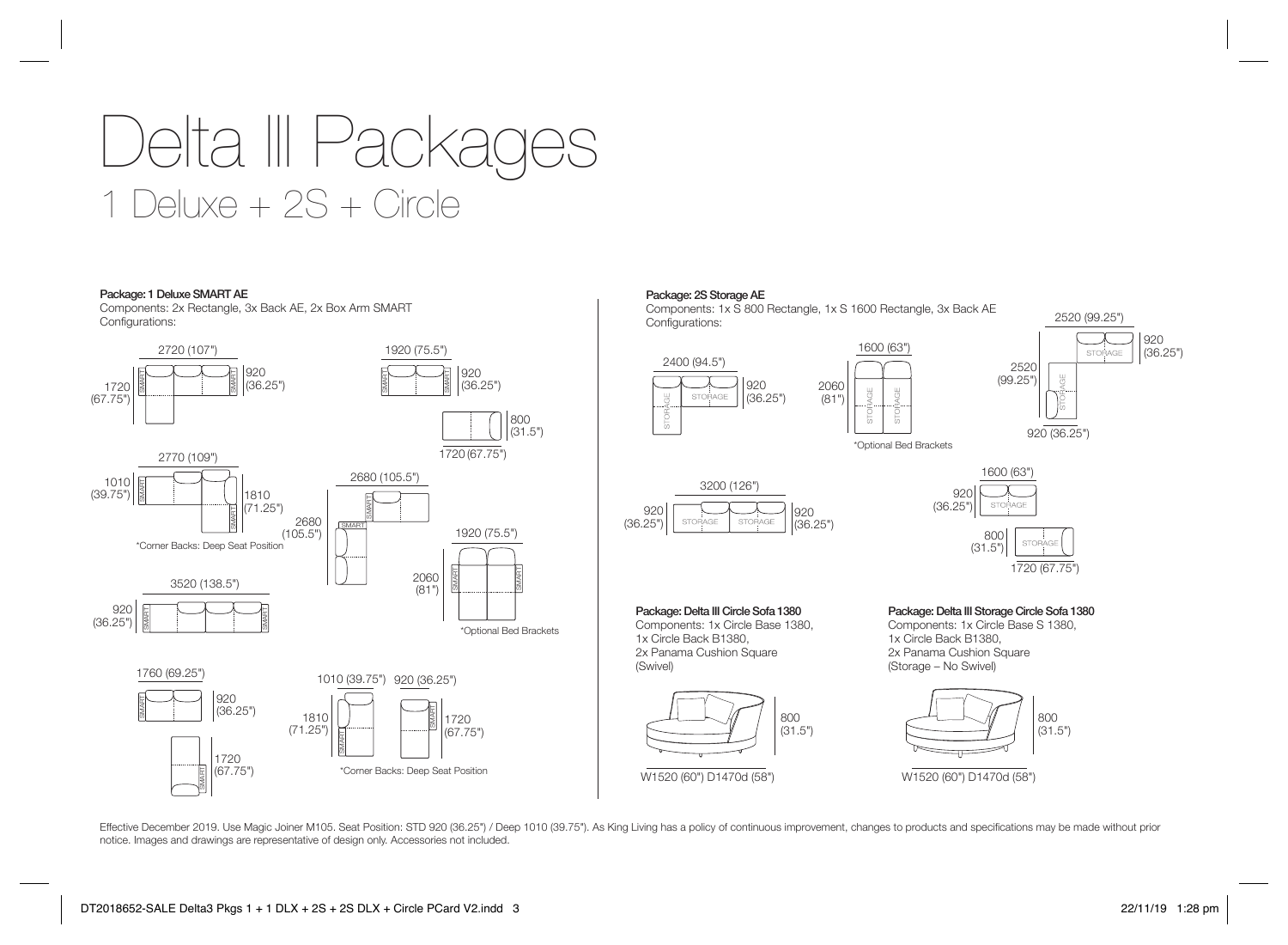# Delta III Packages

## 1 Deluxe + 2S + Circle

**Package: 1 Deluxe SMART AE**

Components: 2x Rectangle, 3x Back AE, 2x Box Arm SMART

Configurations:

2720 (107") × 1720 (67.75") × 920 (36.25")

1920 (75.5") × 920 (36.25")

1720 (67.75") × 800 (31.5")

2770 (109") × 1010 (39.75") × 1810 (71.25")

\*Corner Backs: Deep Seat Position

2680 (105.5") × 2680 (105.5")

1920 (75.5") × 2060 (81")

\*Optional Bed Brackets

3520 (138.5") × 920 (36.25")

1760 (69.25") × 920 (36.25")

1720 (67.75")

1010 (39.75") × 1810 (71.25")

920 (36.25") × 1720 (67.75")

\*Corner Backs: Deep Seat Position

**Package: 2S Storage AE**

Components: 1x S 800 Rectangle, 1x S 1600 Rectangle, 3x Back AE

Configurations:

2400 (94.5") × 920 (36.25")

1600 (63") × 2060 (81")

\*Optional Bed Brackets

2520 (99.25") × 2520 (99.25") × 920 (36.25")

920 (36.25")

3200 (126") × 920 (36.25") × 920 (36.25")

1600 (63") × 920 (36.25")

800 (31.5") × 1720 (67.75")

**Package: Delta III Circle Sofa 1380**

Components: 1x Circle Base 1380,
1x Circle Back B1380,
2x Panama Cushion Square
(Swivel)

800 (31.5")

W1520 (60") D1470d (58")

**Package: Delta III Storage Circle Sofa 1380**

Components: 1x Circle Base S 1380,
1x Circle Back B1380,
2x Panama Cushion Square
(Storage – No Swivel)

800 (31.5")

W1520 (60") D1470d (58")

Effective December 2019. Use Magic Joiner M105. Seat Position: STD 920 (36.25") / Deep 1010 (39.75"). As King Living has a policy of continuous improvement, changes to products and specifications may be made without prior notice. Images and drawings are representative of design only. Accessories not included.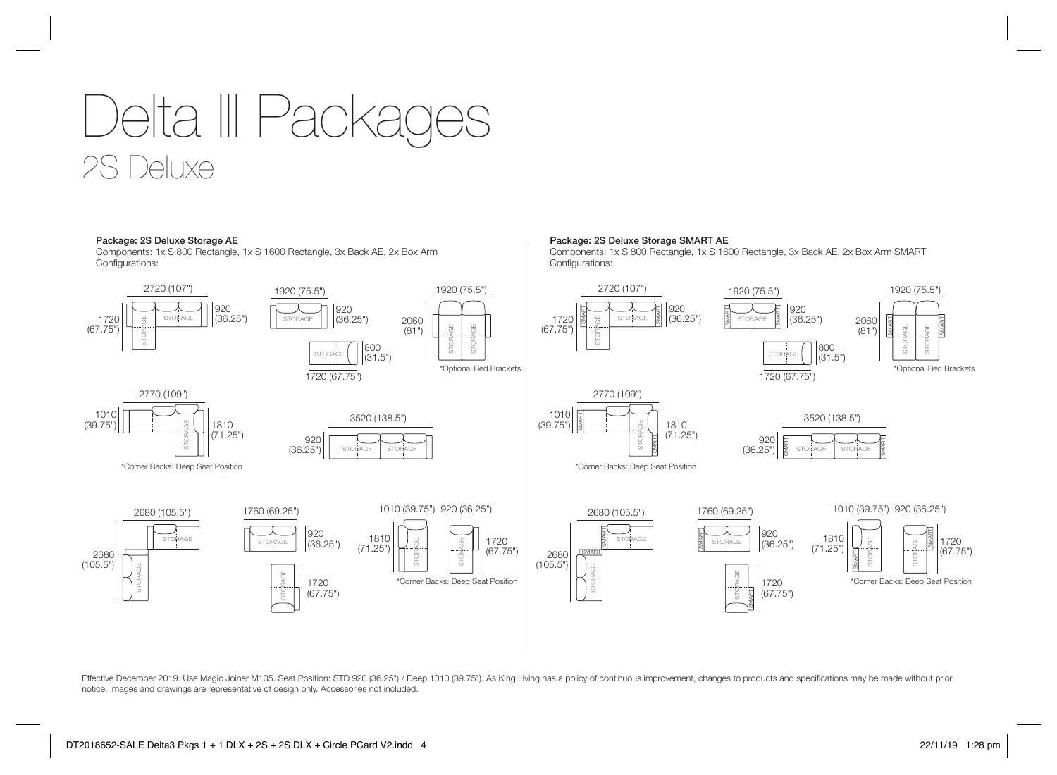# Delta III Packages

## 2S Deluxe

**Package: 2S Deluxe Storage AE**

Components: 1x S 800 Rectangle, 1x S 1600 Rectangle, 3x Back AE, 2x Box Arm

Configurations:

2720 (107")
920 (36.25")
1720 (67.75")
STORAGE
STORAGE

1920 (75.5")
920 (36.25")
STORAGE
STORAGE
800 (31.5")
1720 (67.75")

1920 (75.5")
2060 (81")
STORAGE
STORAGE
*Optional Bed Brackets

2770 (109")
1010 (39.75")
1810 (71.25")
STORAGE
*Corner Backs: Deep Seat Position

3520 (138.5")
920 (36.25")
STORAGE
STORAGE

2680 (105.5")
2680 (105.5")
STORAGE
STORAGE

1760 (69.25")
920 (36.25")
STORAGE
STORAGE
1720 (67.75")

1010 (39.75") 920 (36.25")
1810 (71.25")
1720 (67.75")
STORAGE
STORAGE
*Corner Backs: Deep Seat Position

**Package: 2S Deluxe Storage SMART AE**

Components: 1x S 800 Rectangle, 1x S 1600 Rectangle, 3x Back AE, 2x Box Arm SMART

Configurations:

2720 (107")
920 (36.25")
1720 (67.75")
SMART
STORAGE
STORAGE
SMART

1920 (75.5")
920 (36.25")
SMART
STORAGE
SMART
STORAGE
800 (31.5")
1720 (67.75")

1920 (75.5")
2060 (81")
SMART
STORAGE
STORAGE
SMART
*Optional Bed Brackets

2770 (109")
1010 (39.75")
1810 (71.25")
SMART
STORAGE
SMART
*Corner Backs: Deep Seat Position

3520 (138.5")
920 (36.25")
SMART
STORAGE
STORAGE
SMART

2680 (105.5")
2680 (105.5")
SMART
STORAGE
SMART
STORAGE

1760 (69.25")
920 (36.25")
SMART
STORAGE
STORAGE
SMART
1720 (67.75")

1010 (39.75") 920 (36.25")
1810 (71.25")
1720 (67.75")
SMART
STORAGE
STORAGE
SMART
*Corner Backs: Deep Seat Position

Effective December 2019. Use Magic Joiner M105. Seat Position: STD 920 (36.25") / Deep 1010 (39.75"). As King Living has a policy of continuous improvement, changes to products and specifications may be made without prior notice. Images and drawings are representative of design only. Accessories not included.